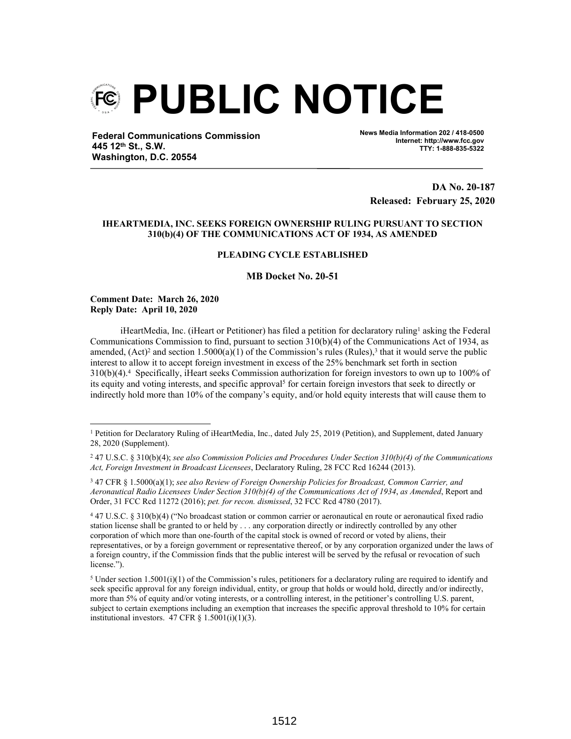# PUBLIC NOTICE

**Federal Communications Commission**
**445 12th St., S.W.**
**Washington, D.C. 20554**

**News Media Information 202 / 418-0500**
**Internet: http://www.fcc.gov**
**TTY: 1-888-835-5322**

**DA No. 20-187**
**Released: February 25, 2020**

**IHEARTMEDIA, INC. SEEKS FOREIGN OWNERSHIP RULING PURSUANT TO SECTION 310(b)(4) OF THE COMMUNICATIONS ACT OF 1934, AS AMENDED**

**PLEADING CYCLE ESTABLISHED**

**MB Docket No. 20-51**

**Comment Date: March 26, 2020**
**Reply Date: April 10, 2020**

iHeartMedia, Inc. (iHeart or Petitioner) has filed a petition for declaratory ruling[1] asking the Federal Communications Commission to find, pursuant to section 310(b)(4) of the Communications Act of 1934, as amended, (Act)[2] and section 1.5000(a)(1) of the Commission's rules (Rules),[3] that it would serve the public interest to allow it to accept foreign investment in excess of the 25% benchmark set forth in section 310(b)(4).[4] Specifically, iHeart seeks Commission authorization for foreign investors to own up to 100% of its equity and voting interests, and specific approval[5] for certain foreign investors that seek to directly or indirectly hold more than 10% of the company's equity, and/or hold equity interests that will cause them to

---

[1] Petition for Declaratory Ruling of iHeartMedia, Inc., dated July 25, 2019 (Petition), and Supplement, dated January 28, 2020 (Supplement).

[2] 47 U.S.C. § 310(b)(4); *see also Commission Policies and Procedures Under Section 310(b)(4) of the Communications Act, Foreign Investment in Broadcast Licensees*, Declaratory Ruling, 28 FCC Rcd 16244 (2013).

[3] 47 CFR § 1.5000(a)(1); *see also Review of Foreign Ownership Policies for Broadcast, Common Carrier, and Aeronautical Radio Licensees Under Section 310(b)(4) of the Communications Act of 1934*, *as Amended*, Report and Order, 31 FCC Rcd 11272 (2016); *pet. for recon. dismissed*, 32 FCC Rcd 4780 (2017).

[4] 47 U.S.C. § 310(b)(4) ("No broadcast station or common carrier or aeronautical en route or aeronautical fixed radio station license shall be granted to or held by . . . any corporation directly or indirectly controlled by any other corporation of which more than one-fourth of the capital stock is owned of record or voted by aliens, their representatives, or by a foreign government or representative thereof, or by any corporation organized under the laws of a foreign country, if the Commission finds that the public interest will be served by the refusal or revocation of such license.").

[5] Under section 1.5001(i)(1) of the Commission's rules, petitioners for a declaratory ruling are required to identify and seek specific approval for any foreign individual, entity, or group that holds or would hold, directly and/or indirectly, more than 5% of equity and/or voting interests, or a controlling interest, in the petitioner's controlling U.S. parent, subject to certain exemptions including an exemption that increases the specific approval threshold to 10% for certain institutional investors. 47 CFR § 1.5001(i)(1)(3).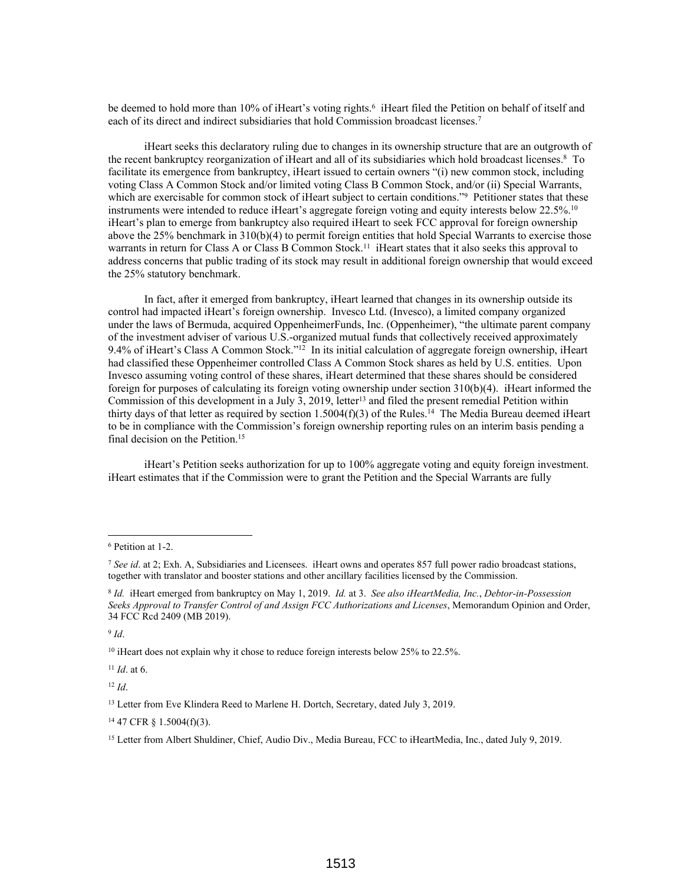be deemed to hold more than 10% of iHeart's voting rights.[6] iHeart filed the Petition on behalf of itself and each of its direct and indirect subsidiaries that hold Commission broadcast licenses.[7]

iHeart seeks this declaratory ruling due to changes in its ownership structure that are an outgrowth of the recent bankruptcy reorganization of iHeart and all of its subsidiaries which hold broadcast licenses.[8] To facilitate its emergence from bankruptcy, iHeart issued to certain owners "(i) new common stock, including voting Class A Common Stock and/or limited voting Class B Common Stock, and/or (ii) Special Warrants, which are exercisable for common stock of iHeart subject to certain conditions."[9] Petitioner states that these instruments were intended to reduce iHeart's aggregate foreign voting and equity interests below 22.5%.[10] iHeart's plan to emerge from bankruptcy also required iHeart to seek FCC approval for foreign ownership above the 25% benchmark in 310(b)(4) to permit foreign entities that hold Special Warrants to exercise those warrants in return for Class A or Class B Common Stock.[11] iHeart states that it also seeks this approval to address concerns that public trading of its stock may result in additional foreign ownership that would exceed the 25% statutory benchmark.

In fact, after it emerged from bankruptcy, iHeart learned that changes in its ownership outside its control had impacted iHeart's foreign ownership. Invesco Ltd. (Invesco), a limited company organized under the laws of Bermuda, acquired OppenheimerFunds, Inc. (Oppenheimer), "the ultimate parent company of the investment adviser of various U.S.-organized mutual funds that collectively received approximately 9.4% of iHeart's Class A Common Stock."[12] In its initial calculation of aggregate foreign ownership, iHeart had classified these Oppenheimer controlled Class A Common Stock shares as held by U.S. entities. Upon Invesco assuming voting control of these shares, iHeart determined that these shares should be considered foreign for purposes of calculating its foreign voting ownership under section 310(b)(4). iHeart informed the Commission of this development in a July 3, 2019, letter[13] and filed the present remedial Petition within thirty days of that letter as required by section 1.5004(f)(3) of the Rules.[14] The Media Bureau deemed iHeart to be in compliance with the Commission's foreign ownership reporting rules on an interim basis pending a final decision on the Petition.[15]

iHeart's Petition seeks authorization for up to 100% aggregate voting and equity foreign investment. iHeart estimates that if the Commission were to grant the Petition and the Special Warrants are fully

---

[6] Petition at 1-2.

[7] *See id*. at 2; Exh. A, Subsidiaries and Licensees. iHeart owns and operates 857 full power radio broadcast stations, together with translator and booster stations and other ancillary facilities licensed by the Commission.

[8] *Id.* iHeart emerged from bankruptcy on May 1, 2019. *Id.* at 3. *See also iHeartMedia, Inc.*, *Debtor-in-Possession Seeks Approval to Transfer Control of and Assign FCC Authorizations and Licenses*, Memorandum Opinion and Order, 34 FCC Rcd 2409 (MB 2019).

[9] *Id*.

[10] iHeart does not explain why it chose to reduce foreign interests below 25% to 22.5%.

[11] *Id*. at 6.

[12] *Id*.

[13] Letter from Eve Klindera Reed to Marlene H. Dortch, Secretary, dated July 3, 2019.

[14] 47 CFR § 1.5004(f)(3).

[15] Letter from Albert Shuldiner, Chief, Audio Div., Media Bureau, FCC to iHeartMedia, Inc., dated July 9, 2019.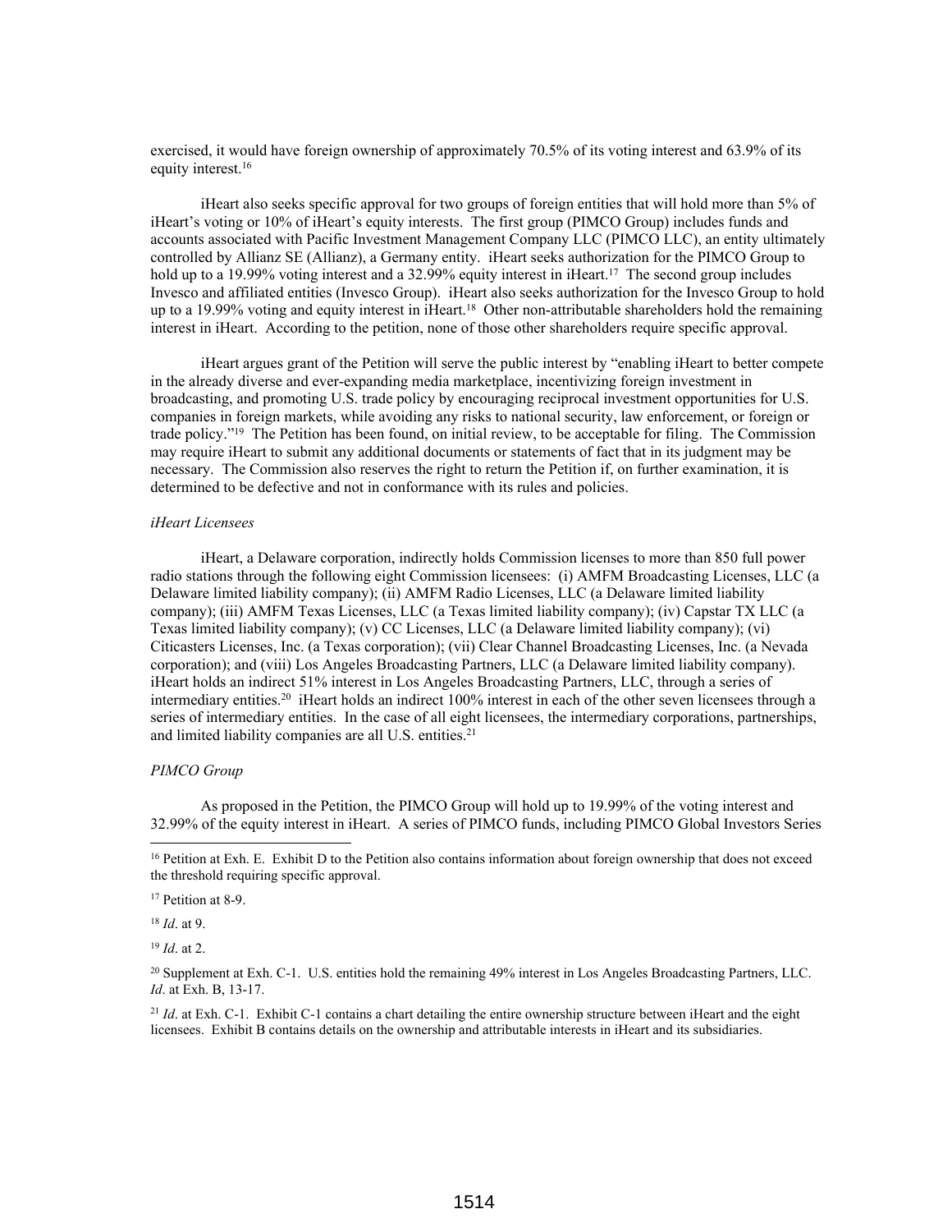exercised, it would have foreign ownership of approximately 70.5% of its voting interest and 63.9% of its equity interest.[16]

iHeart also seeks specific approval for two groups of foreign entities that will hold more than 5% of iHeart's voting or 10% of iHeart's equity interests. The first group (PIMCO Group) includes funds and accounts associated with Pacific Investment Management Company LLC (PIMCO LLC), an entity ultimately controlled by Allianz SE (Allianz), a Germany entity. iHeart seeks authorization for the PIMCO Group to hold up to a 19.99% voting interest and a 32.99% equity interest in iHeart.[17] The second group includes Invesco and affiliated entities (Invesco Group). iHeart also seeks authorization for the Invesco Group to hold up to a 19.99% voting and equity interest in iHeart.[18] Other non-attributable shareholders hold the remaining interest in iHeart. According to the petition, none of those other shareholders require specific approval.

iHeart argues grant of the Petition will serve the public interest by "enabling iHeart to better compete in the already diverse and ever-expanding media marketplace, incentivizing foreign investment in broadcasting, and promoting U.S. trade policy by encouraging reciprocal investment opportunities for U.S. companies in foreign markets, while avoiding any risks to national security, law enforcement, or foreign or trade policy."[19] The Petition has been found, on initial review, to be acceptable for filing. The Commission may require iHeart to submit any additional documents or statements of fact that in its judgment may be necessary. The Commission also reserves the right to return the Petition if, on further examination, it is determined to be defective and not in conformance with its rules and policies.

*iHeart Licensees*

iHeart, a Delaware corporation, indirectly holds Commission licenses to more than 850 full power radio stations through the following eight Commission licensees: (i) AMFM Broadcasting Licenses, LLC (a Delaware limited liability company); (ii) AMFM Radio Licenses, LLC (a Delaware limited liability company); (iii) AMFM Texas Licenses, LLC (a Texas limited liability company); (iv) Capstar TX LLC (a Texas limited liability company); (v) CC Licenses, LLC (a Delaware limited liability company); (vi) Citicasters Licenses, Inc. (a Texas corporation); (vii) Clear Channel Broadcasting Licenses, Inc. (a Nevada corporation); and (viii) Los Angeles Broadcasting Partners, LLC (a Delaware limited liability company). iHeart holds an indirect 51% interest in Los Angeles Broadcasting Partners, LLC, through a series of intermediary entities.[20] iHeart holds an indirect 100% interest in each of the other seven licensees through a series of intermediary entities. In the case of all eight licensees, the intermediary corporations, partnerships, and limited liability companies are all U.S. entities.[21]

*PIMCO Group*

As proposed in the Petition, the PIMCO Group will hold up to 19.99% of the voting interest and 32.99% of the equity interest in iHeart. A series of PIMCO funds, including PIMCO Global Investors Series

---

[16] Petition at Exh. E. Exhibit D to the Petition also contains information about foreign ownership that does not exceed the threshold requiring specific approval.

[17] Petition at 8-9.

[18] *Id*. at 9.

[19] *Id*. at 2.

[20] Supplement at Exh. C-1. U.S. entities hold the remaining 49% interest in Los Angeles Broadcasting Partners, LLC. *Id*. at Exh. B, 13-17.

[21] *Id*. at Exh. C-1. Exhibit C-1 contains a chart detailing the entire ownership structure between iHeart and the eight licensees. Exhibit B contains details on the ownership and attributable interests in iHeart and its subsidiaries.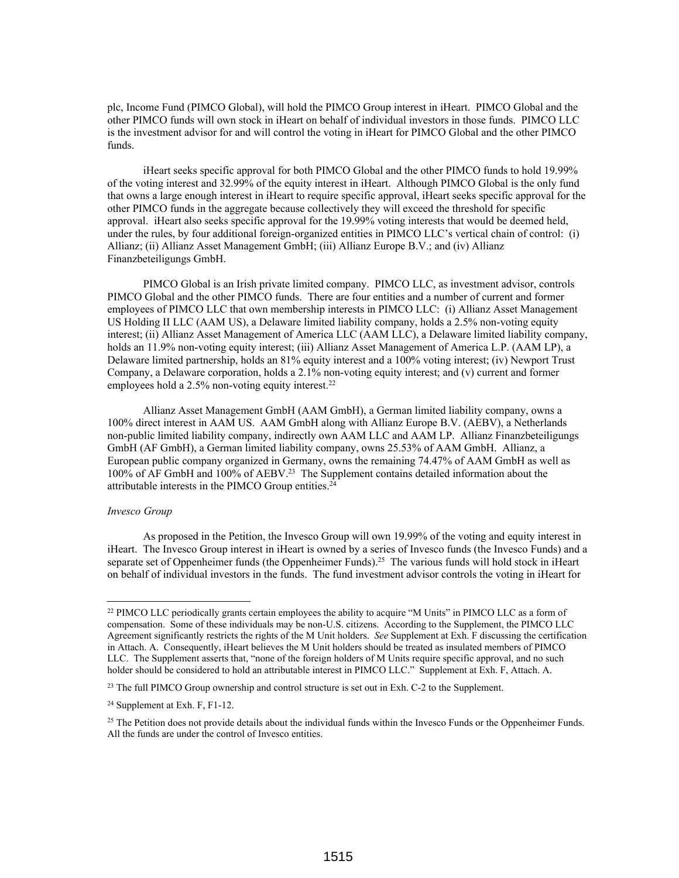plc, Income Fund (PIMCO Global), will hold the PIMCO Group interest in iHeart. PIMCO Global and the other PIMCO funds will own stock in iHeart on behalf of individual investors in those funds. PIMCO LLC is the investment advisor for and will control the voting in iHeart for PIMCO Global and the other PIMCO funds.

iHeart seeks specific approval for both PIMCO Global and the other PIMCO funds to hold 19.99% of the voting interest and 32.99% of the equity interest in iHeart. Although PIMCO Global is the only fund that owns a large enough interest in iHeart to require specific approval, iHeart seeks specific approval for the other PIMCO funds in the aggregate because collectively they will exceed the threshold for specific approval. iHeart also seeks specific approval for the 19.99% voting interests that would be deemed held, under the rules, by four additional foreign-organized entities in PIMCO LLC's vertical chain of control: (i) Allianz; (ii) Allianz Asset Management GmbH; (iii) Allianz Europe B.V.; and (iv) Allianz Finanzbeteiligungs GmbH.

PIMCO Global is an Irish private limited company. PIMCO LLC, as investment advisor, controls PIMCO Global and the other PIMCO funds. There are four entities and a number of current and former employees of PIMCO LLC that own membership interests in PIMCO LLC: (i) Allianz Asset Management US Holding II LLC (AAM US), a Delaware limited liability company, holds a 2.5% non-voting equity interest; (ii) Allianz Asset Management of America LLC (AAM LLC), a Delaware limited liability company, holds an 11.9% non-voting equity interest; (iii) Allianz Asset Management of America L.P. (AAM LP), a Delaware limited partnership, holds an 81% equity interest and a 100% voting interest; (iv) Newport Trust Company, a Delaware corporation, holds a 2.1% non-voting equity interest; and (v) current and former employees hold a 2.5% non-voting equity interest.[22]

Allianz Asset Management GmbH (AAM GmbH), a German limited liability company, owns a 100% direct interest in AAM US. AAM GmbH along with Allianz Europe B.V. (AEBV), a Netherlands non-public limited liability company, indirectly own AAM LLC and AAM LP. Allianz Finanzbeteiligungs GmbH (AF GmbH), a German limited liability company, owns 25.53% of AAM GmbH. Allianz, a European public company organized in Germany, owns the remaining 74.47% of AAM GmbH as well as 100% of AF GmbH and 100% of AEBV.[23] The Supplement contains detailed information about the attributable interests in the PIMCO Group entities.[24]

*Invesco Group*

As proposed in the Petition, the Invesco Group will own 19.99% of the voting and equity interest in iHeart. The Invesco Group interest in iHeart is owned by a series of Invesco funds (the Invesco Funds) and a separate set of Oppenheimer funds (the Oppenheimer Funds).[25] The various funds will hold stock in iHeart on behalf of individual investors in the funds. The fund investment advisor controls the voting in iHeart for

---

[22] PIMCO LLC periodically grants certain employees the ability to acquire "M Units" in PIMCO LLC as a form of compensation. Some of these individuals may be non-U.S. citizens. According to the Supplement, the PIMCO LLC Agreement significantly restricts the rights of the M Unit holders. *See* Supplement at Exh. F discussing the certification in Attach. A. Consequently, iHeart believes the M Unit holders should be treated as insulated members of PIMCO LLC. The Supplement asserts that, "none of the foreign holders of M Units require specific approval, and no such holder should be considered to hold an attributable interest in PIMCO LLC." Supplement at Exh. F, Attach. A.

[23] The full PIMCO Group ownership and control structure is set out in Exh. C-2 to the Supplement.

[24] Supplement at Exh. F, F1-12.

[25] The Petition does not provide details about the individual funds within the Invesco Funds or the Oppenheimer Funds. All the funds are under the control of Invesco entities.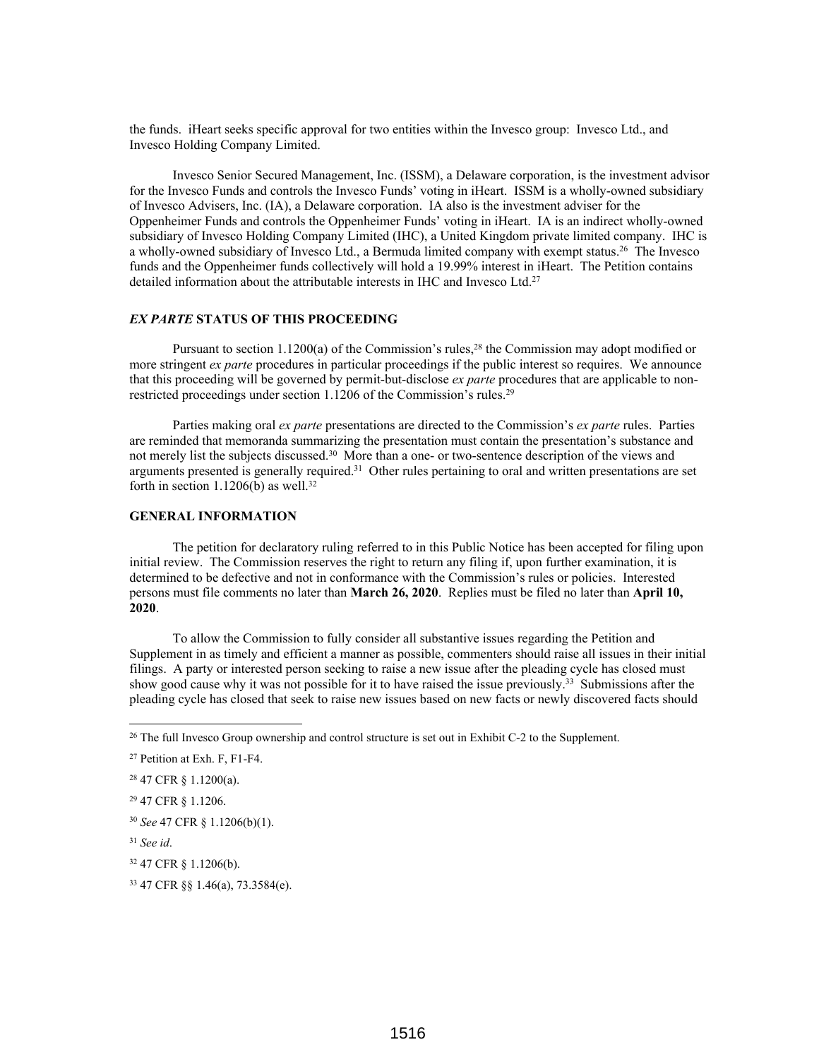the funds. iHeart seeks specific approval for two entities within the Invesco group: Invesco Ltd., and Invesco Holding Company Limited.

Invesco Senior Secured Management, Inc. (ISSM), a Delaware corporation, is the investment advisor for the Invesco Funds and controls the Invesco Funds' voting in iHeart. ISSM is a wholly-owned subsidiary of Invesco Advisers, Inc. (IA), a Delaware corporation. IA also is the investment adviser for the Oppenheimer Funds and controls the Oppenheimer Funds' voting in iHeart. IA is an indirect wholly-owned subsidiary of Invesco Holding Company Limited (IHC), a United Kingdom private limited company. IHC is a wholly-owned subsidiary of Invesco Ltd., a Bermuda limited company with exempt status.[26] The Invesco funds and the Oppenheimer funds collectively will hold a 19.99% interest in iHeart. The Petition contains detailed information about the attributable interests in IHC and Invesco Ltd.[27]

### *EX PARTE* STATUS OF THIS PROCEEDING

Pursuant to section 1.1200(a) of the Commission's rules,[28] the Commission may adopt modified or more stringent *ex parte* procedures in particular proceedings if the public interest so requires. We announce that this proceeding will be governed by permit-but-disclose *ex parte* procedures that are applicable to non-restricted proceedings under section 1.1206 of the Commission's rules.[29]

Parties making oral *ex parte* presentations are directed to the Commission's *ex parte* rules. Parties are reminded that memoranda summarizing the presentation must contain the presentation's substance and not merely list the subjects discussed.[30] More than a one- or two-sentence description of the views and arguments presented is generally required.[31] Other rules pertaining to oral and written presentations are set forth in section 1.1206(b) as well.[32]

### GENERAL INFORMATION

The petition for declaratory ruling referred to in this Public Notice has been accepted for filing upon initial review. The Commission reserves the right to return any filing if, upon further examination, it is determined to be defective and not in conformance with the Commission's rules or policies. Interested persons must file comments no later than **March 26, 2020**. Replies must be filed no later than **April 10, 2020**.

To allow the Commission to fully consider all substantive issues regarding the Petition and Supplement in as timely and efficient a manner as possible, commenters should raise all issues in their initial filings. A party or interested person seeking to raise a new issue after the pleading cycle has closed must show good cause why it was not possible for it to have raised the issue previously.[33] Submissions after the pleading cycle has closed that seek to raise new issues based on new facts or newly discovered facts should

---

[26] The full Invesco Group ownership and control structure is set out in Exhibit C-2 to the Supplement.

[27] Petition at Exh. F, F1-F4.

[28] 47 CFR § 1.1200(a).

[29] 47 CFR § 1.1206.

[30] *See* 47 CFR § 1.1206(b)(1).

[31] *See id*.

[32] 47 CFR § 1.1206(b).

[33] 47 CFR §§ 1.46(a), 73.3584(e).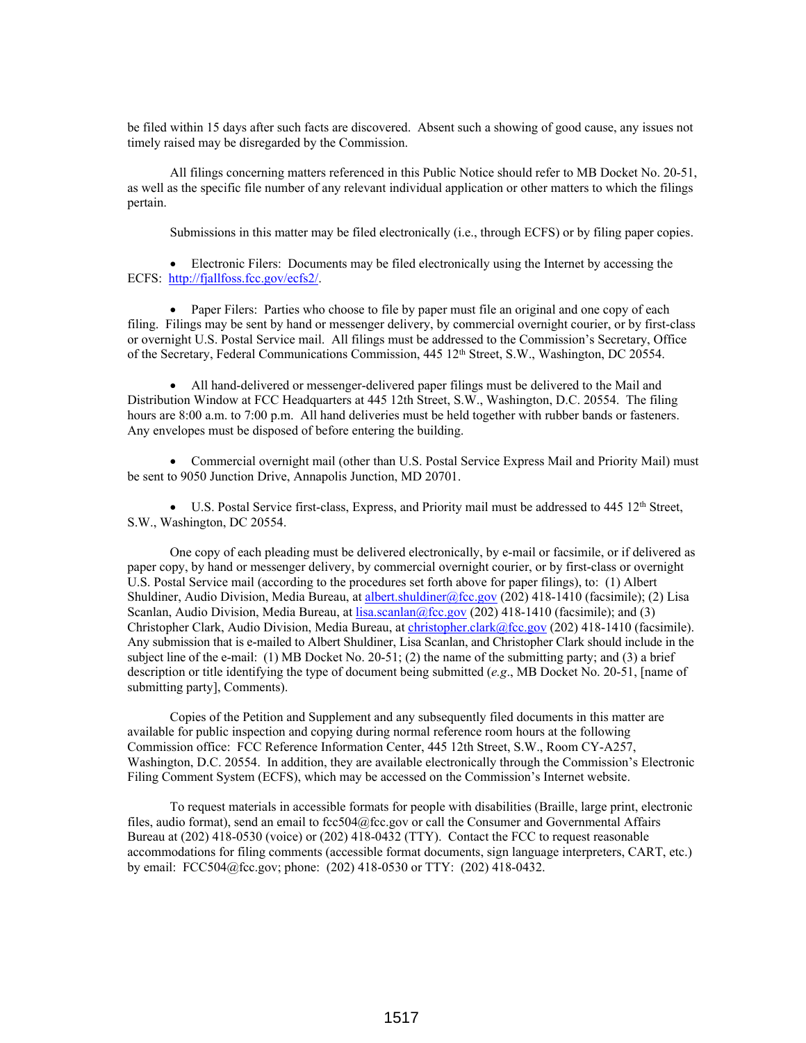be filed within 15 days after such facts are discovered. Absent such a showing of good cause, any issues not timely raised may be disregarded by the Commission.

All filings concerning matters referenced in this Public Notice should refer to MB Docket No. 20-51, as well as the specific file number of any relevant individual application or other matters to which the filings pertain.

Submissions in this matter may be filed electronically (i.e., through ECFS) or by filing paper copies.

- Electronic Filers: Documents may be filed electronically using the Internet by accessing the ECFS: http://fjallfoss.fcc.gov/ecfs2/.

- Paper Filers: Parties who choose to file by paper must file an original and one copy of each filing. Filings may be sent by hand or messenger delivery, by commercial overnight courier, or by first-class or overnight U.S. Postal Service mail. All filings must be addressed to the Commission's Secretary, Office of the Secretary, Federal Communications Commission, 445 12th Street, S.W., Washington, DC 20554.

- All hand-delivered or messenger-delivered paper filings must be delivered to the Mail and Distribution Window at FCC Headquarters at 445 12th Street, S.W., Washington, D.C. 20554. The filing hours are 8:00 a.m. to 7:00 p.m. All hand deliveries must be held together with rubber bands or fasteners. Any envelopes must be disposed of before entering the building.

- Commercial overnight mail (other than U.S. Postal Service Express Mail and Priority Mail) must be sent to 9050 Junction Drive, Annapolis Junction, MD 20701.

- U.S. Postal Service first-class, Express, and Priority mail must be addressed to 445 12th Street, S.W., Washington, DC 20554.

One copy of each pleading must be delivered electronically, by e-mail or facsimile, or if delivered as paper copy, by hand or messenger delivery, by commercial overnight courier, or by first-class or overnight U.S. Postal Service mail (according to the procedures set forth above for paper filings), to: (1) Albert Shuldiner, Audio Division, Media Bureau, at albert.shuldiner@fcc.gov (202) 418-1410 (facsimile); (2) Lisa Scanlan, Audio Division, Media Bureau, at lisa.scanlan@fcc.gov (202) 418-1410 (facsimile); and (3) Christopher Clark, Audio Division, Media Bureau, at christopher.clark@fcc.gov (202) 418-1410 (facsimile). Any submission that is e-mailed to Albert Shuldiner, Lisa Scanlan, and Christopher Clark should include in the subject line of the e-mail: (1) MB Docket No. 20-51; (2) the name of the submitting party; and (3) a brief description or title identifying the type of document being submitted (*e.g*., MB Docket No. 20-51, [name of submitting party], Comments).

Copies of the Petition and Supplement and any subsequently filed documents in this matter are available for public inspection and copying during normal reference room hours at the following Commission office: FCC Reference Information Center, 445 12th Street, S.W., Room CY-A257, Washington, D.C. 20554. In addition, they are available electronically through the Commission's Electronic Filing Comment System (ECFS), which may be accessed on the Commission's Internet website.

To request materials in accessible formats for people with disabilities (Braille, large print, electronic files, audio format), send an email to fcc504@fcc.gov or call the Consumer and Governmental Affairs Bureau at (202) 418-0530 (voice) or (202) 418-0432 (TTY). Contact the FCC to request reasonable accommodations for filing comments (accessible format documents, sign language interpreters, CART, etc.) by email: FCC504@fcc.gov; phone: (202) 418-0530 or TTY: (202) 418-0432.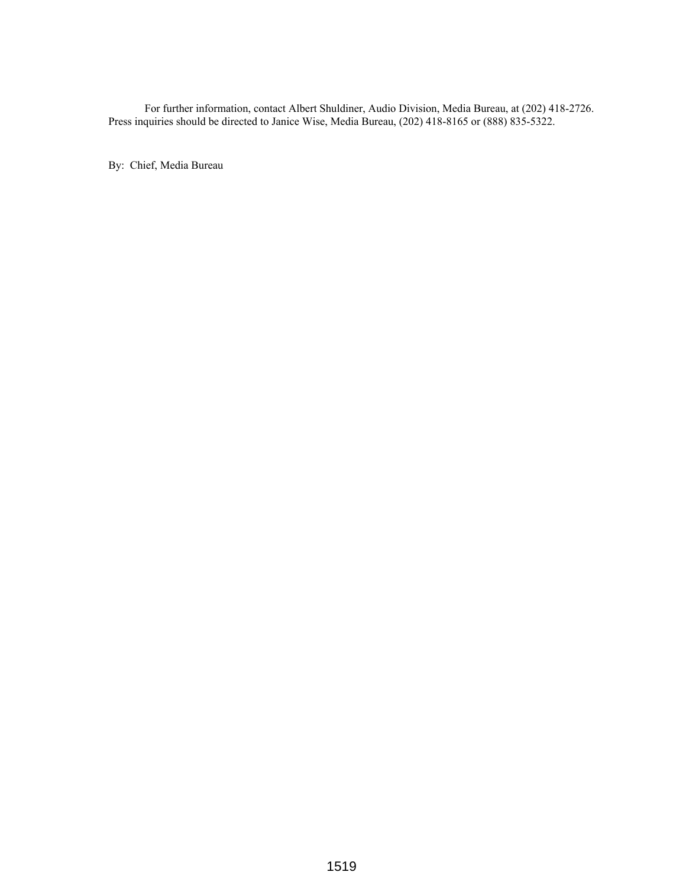For further information, contact Albert Shuldiner, Audio Division, Media Bureau, at (202) 418-2726. Press inquiries should be directed to Janice Wise, Media Bureau, (202) 418-8165 or (888) 835-5322.

By: Chief, Media Bureau